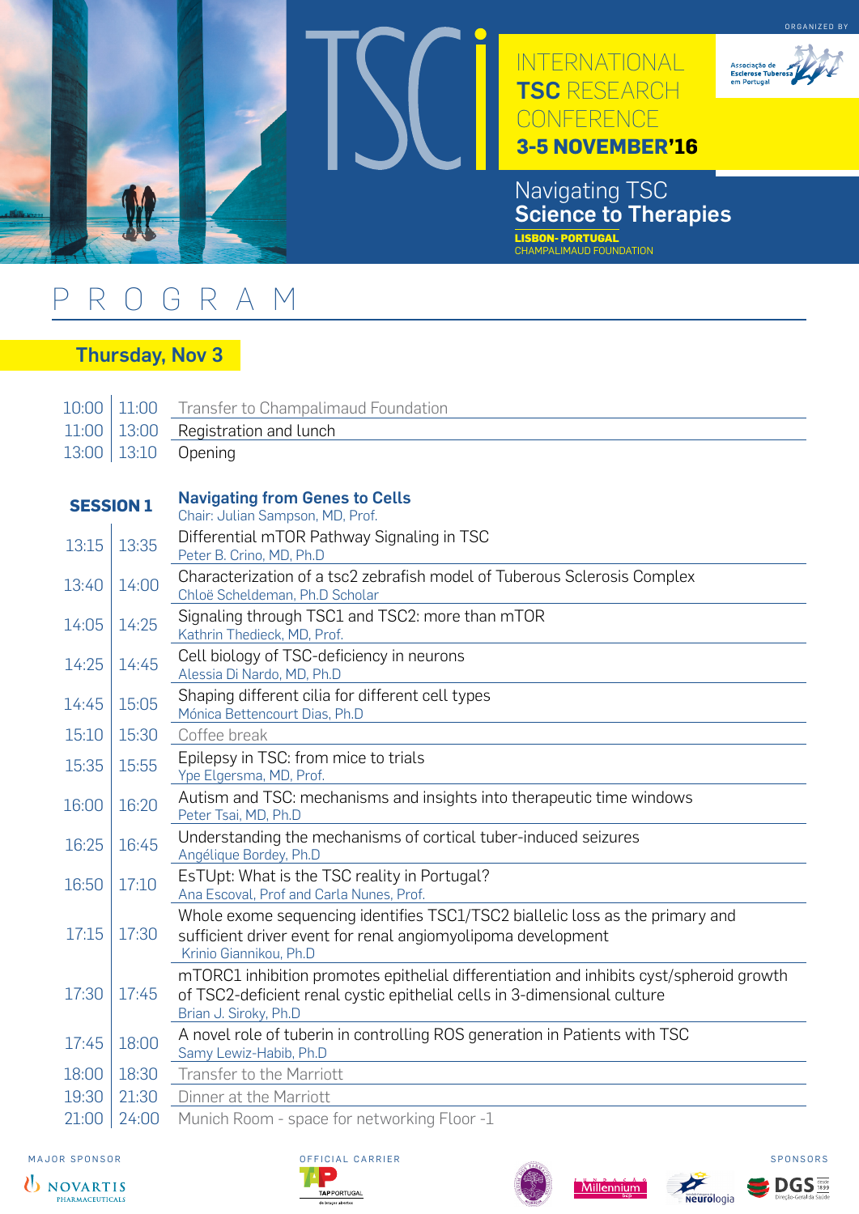# TSCi

ORGANIZED BY

Associação de Esclerose Tuberosa em Portugal

## INTERNATIONAL TSC RESEARCH CONFERENCE

**3-5 NOVEMBER'16**

Navigating TSC
**Science to Therapies**

**LISBON- PORTUGAL**
CHAMPALIMAUD FOUNDATION

# PROGRAM

## Thursday, Nov 3

| Start | End | Event |
|---|---|---|
| 10:00 | 11:00 | Transfer to Champalimaud Foundation |
| 11:00 | 13:00 | Registration and lunch |
| 13:00 | 13:10 | Opening |

### SESSION 1 — Navigating from Genes to Cells

Chair: Julian Sampson, MD, Prof.

| Start | End | Talk |
|---|---|---|
| 13:15 | 13:35 | Differential mTOR Pathway Signaling in TSC<br>Peter B. Crino, MD, Ph.D |
| 13:40 | 14:00 | Characterization of a tsc2 zebrafish model of Tuberous Sclerosis Complex<br>Chloë Scheldeman, Ph.D Scholar |
| 14:05 | 14:25 | Signaling through TSC1 and TSC2: more than mTOR<br>Kathrin Thedieck, MD, Prof. |
| 14:25 | 14:45 | Cell biology of TSC-deficiency in neurons<br>Alessia Di Nardo, MD, Ph.D |
| 14:45 | 15:05 | Shaping different cilia for different cell types<br>Mónica Bettencourt Dias, Ph.D |
| 15:10 | 15:30 | Coffee break |
| 15:35 | 15:55 | Epilepsy in TSC: from mice to trials<br>Ype Elgersma, MD, Prof. |
| 16:00 | 16:20 | Autism and TSC: mechanisms and insights into therapeutic time windows<br>Peter Tsai, MD, Ph.D |
| 16:25 | 16:45 | Understanding the mechanisms of cortical tuber-induced seizures<br>Angélique Bordey, Ph.D |
| 16:50 | 17:10 | EsTUpt: What is the TSC reality in Portugal?<br>Ana Escoval, Prof and Carla Nunes, Prof. |
| 17:15 | 17:30 | Whole exome sequencing identifies TSC1/TSC2 biallelic loss as the primary and sufficient driver event for renal angiomyolipoma development<br>Krinio Giannikou, Ph.D |
| 17:30 | 17:45 | mTORC1 inhibition promotes epithelial differentiation and inhibits cyst/spheroid growth of TSC2-deficient renal cystic epithelial cells in 3-dimensional culture<br>Brian J. Siroky, Ph.D |
| 17:45 | 18:00 | A novel role of tuberin in controlling ROS generation in Patients with TSC<br>Samy Lewiz-Habib, Ph.D |
| 18:00 | 18:30 | Transfer to the Marriott |
| 19:30 | 21:30 | Dinner at the Marriott |
| 21:00 | 24:00 | Munich Room - space for networking Floor -1 |

MAJOR SPONSOR: NOVARTIS PHARMACEUTICALS

OFFICIAL CARRIER: TAP PORTUGAL

SPONSORS: Millennium bcp, Neurologia, DGS Direção-Geral da Saúde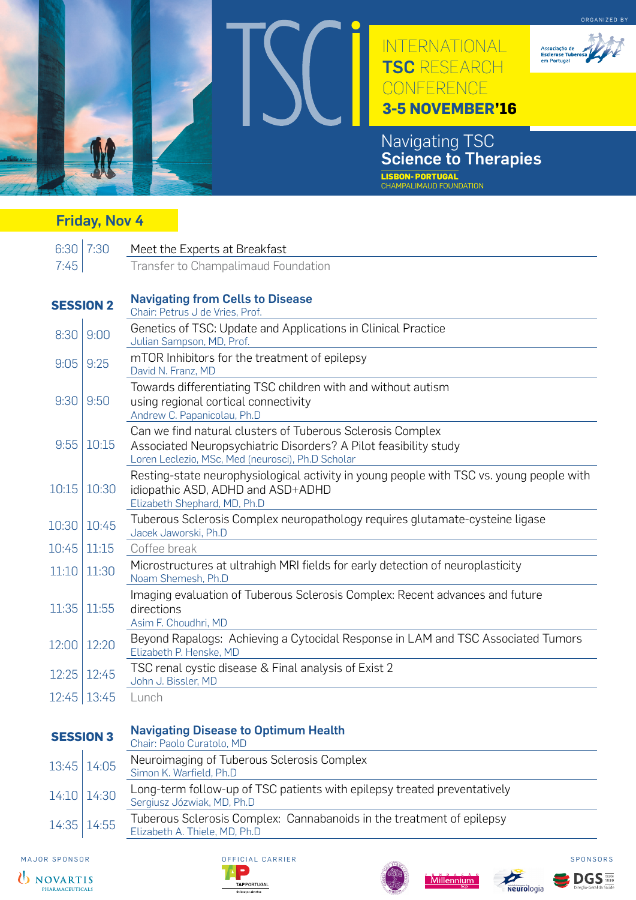TSCi

INTERNATIONAL **TSC** RESEARCH CONFERENCE

**3-5 NOVEMBER'16**

ORGANIZED BY

Associação de Esclerose Tuberosa em Portugal

Navigating TSC

**Science to Therapies**

**LISBON- PORTUGAL**

CHAMPALIMAUD FOUNDATION

## Friday, Nov 4

| | | |
|---|---|---|
| 6:30 | 7:30 | Meet the Experts at Breakfast |
| 7:45 | | Transfer to Champalimaud Foundation |

### SESSION 2 — Navigating from Cells to Disease

Chair: Petrus J de Vries, Prof.

| | | |
|---|---|---|
| 8:30 | 9:00 | Genetics of TSC: Update and Applications in Clinical Practice<br>Julian Sampson, MD, Prof. |
| 9:05 | 9:25 | mTOR Inhibitors for the treatment of epilepsy<br>David N. Franz, MD |
| 9:30 | 9:50 | Towards differentiating TSC children with and without autism using regional cortical connectivity<br>Andrew C. Papanicolau, Ph.D |
| 9:55 | 10:15 | Can we find natural clusters of Tuberous Sclerosis Complex Associated Neuropsychiatric Disorders? A Pilot feasibility study<br>Loren Leclezio, MSc, Med (neurosci), Ph.D Scholar |
| 10:15 | 10:30 | Resting-state neurophysiological activity in young people with TSC vs. young people with idiopathic ASD, ADHD and ASD+ADHD<br>Elizabeth Shephard, MD, Ph.D |
| 10:30 | 10:45 | Tuberous Sclerosis Complex neuropathology requires glutamate-cysteine ligase<br>Jacek Jaworski, Ph.D |
| 10:45 | 11:15 | Coffee break |
| 11:10 | 11:30 | Microstructures at ultrahigh MRI fields for early detection of neuroplasticity<br>Noam Shemesh, Ph.D |
| 11:35 | 11:55 | Imaging evaluation of Tuberous Sclerosis Complex: Recent advances and future directions<br>Asim F. Choudhri, MD |
| 12:00 | 12:20 | Beyond Rapalogs: Achieving a Cytocidal Response in LAM and TSC Associated Tumors<br>Elizabeth P. Henske, MD |
| 12:25 | 12:45 | TSC renal cystic disease & Final analysis of Exist 2<br>John J. Bissler, MD |
| 12:45 | 13:45 | Lunch |

### SESSION 3 — Navigating Disease to Optimum Health

Chair: Paolo Curatolo, MD

| | | |
|---|---|---|
| 13:45 | 14:05 | Neuroimaging of Tuberous Sclerosis Complex<br>Simon K. Warfield, Ph.D |
| 14:10 | 14:30 | Long-term follow-up of TSC patients with epilepsy treated preventatively<br>Sergiusz Józwiak, MD, Ph.D |
| 14:35 | 14:55 | Tuberous Sclerosis Complex: Cannabanoids in the treatment of epilepsy<br>Elizabeth A. Thiele, MD, Ph.D |

MAJOR SPONSOR: NOVARTIS PHARMACEUTICALS

OFFICIAL CARRIER: TAP PORTUGAL

SPONSORS: Millennium bcp, Neurologia, DGS Direção-Geral da Saúde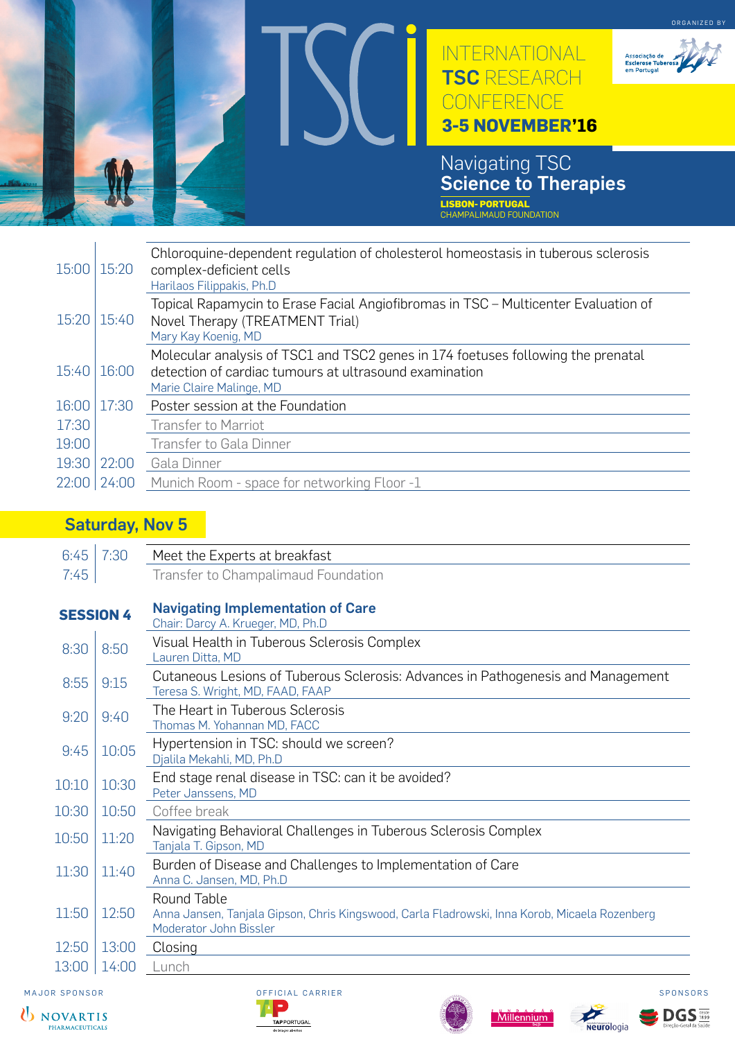TSCi

INTERNATIONAL **TSC** RESEARCH CONFERENCE **3-5 NOVEMBER'16**

ORGANIZED BY Associação de Esclerose Tuberosa em Portugal

Navigating TSC **Science to Therapies**

**LISBON- PORTUGAL**
CHAMPALIMAUD FOUNDATION

| | | |
|---|---|---|
| 15:00 | 15:20 | Chloroquine-dependent regulation of cholesterol homeostasis in tuberous sclerosis complex-deficient cells<br>Harilaos Filippakis, Ph.D |
| 15:20 | 15:40 | Topical Rapamycin to Erase Facial Angiofibromas in TSC – Multicenter Evaluation of Novel Therapy (TREATMENT Trial)<br>Mary Kay Koenig, MD |
| 15:40 | 16:00 | Molecular analysis of TSC1 and TSC2 genes in 174 foetuses following the prenatal detection of cardiac tumours at ultrasound examination<br>Marie Claire Malinge, MD |
| 16:00 | 17:30 | Poster session at the Foundation |
| 17:30 | | Transfer to Marriot |
| 19:00 | | Transfer to Gala Dinner |
| 19:30 | 22:00 | Gala Dinner |
| 22:00 | 24:00 | Munich Room - space for networking Floor -1 |

## Saturday, Nov 5

| | | |
|---|---|---|
| 6:45 | 7:30 | Meet the Experts at breakfast |
| 7:45 | | Transfer to Champalimaud Foundation |

### SESSION 4 — Navigating Implementation of Care

Chair: Darcy A. Krueger, MD, Ph.D

| | | |
|---|---|---|
| 8:30 | 8:50 | Visual Health in Tuberous Sclerosis Complex<br>Lauren Ditta, MD |
| 8:55 | 9:15 | Cutaneous Lesions of Tuberous Sclerosis: Advances in Pathogenesis and Management<br>Teresa S. Wright, MD, FAAD, FAAP |
| 9:20 | 9:40 | The Heart in Tuberous Sclerosis<br>Thomas M. Yohannan MD, FACC |
| 9:45 | 10:05 | Hypertension in TSC: should we screen?<br>Djalila Mekahli, MD, Ph.D |
| 10:10 | 10:30 | End stage renal disease in TSC: can it be avoided?<br>Peter Janssens, MD |
| 10:30 | 10:50 | Coffee break |
| 10:50 | 11:20 | Navigating Behavioral Challenges in Tuberous Sclerosis Complex<br>Tanjala T. Gipson, MD |
| 11:30 | 11:40 | Burden of Disease and Challenges to Implementation of Care<br>Anna C. Jansen, MD, Ph.D |
| 11:50 | 12:50 | Round Table<br>Anna Jansen, Tanjala Gipson, Chris Kingswood, Carla Fladrowski, Inna Korob, Micaela Rozenberg<br>Moderator John Bissler |
| 12:50 | 13:00 | Closing |
| 13:00 | 14:00 | Lunch |

MAJOR SPONSOR: NOVARTIS PHARMACEUTICALS

OFFICIAL CARRIER: TAP PORTUGAL

SPONSORS: Millennium bcp, Neurologia, DGS Direção-Geral da Saúde